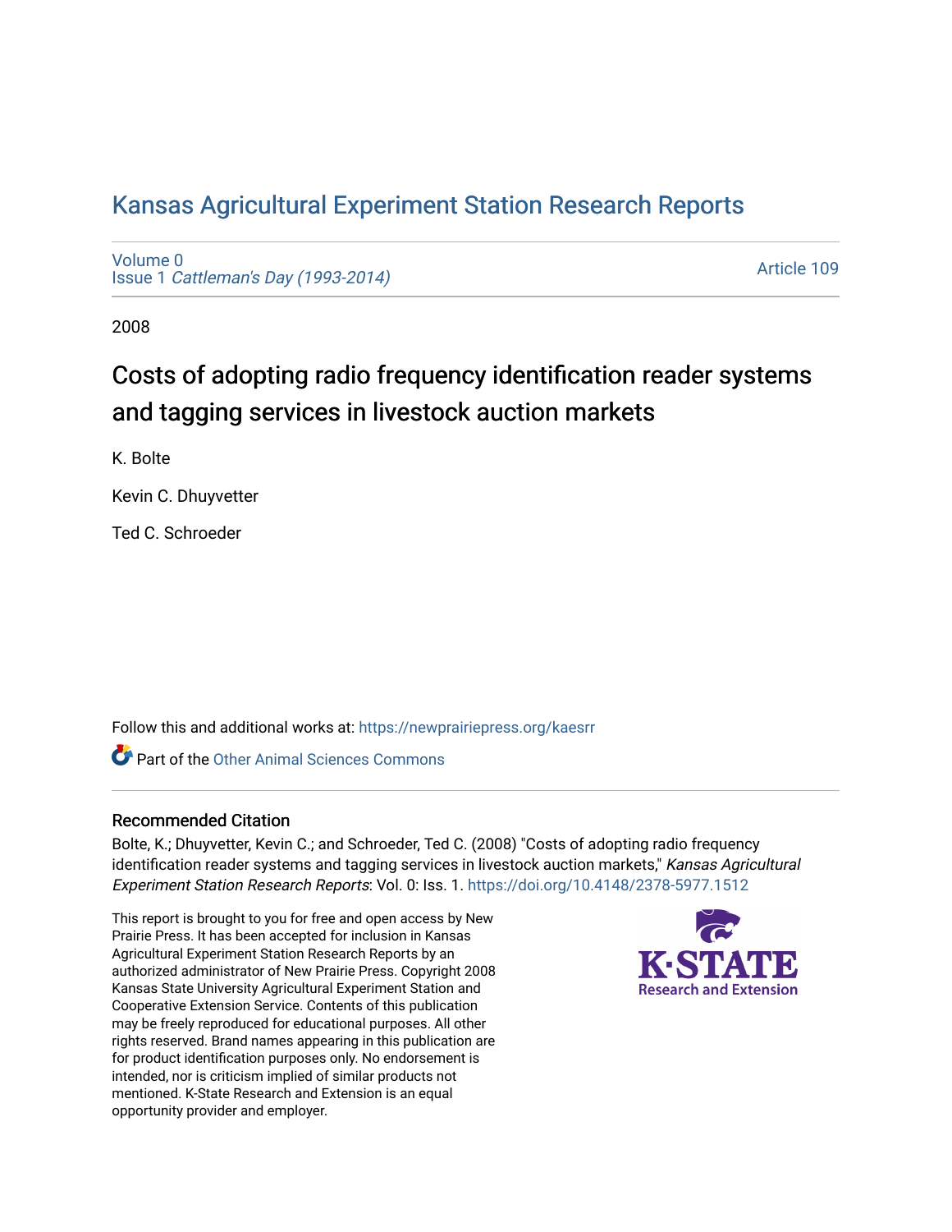# Kansas Agricultural Experiment Station Research Reports

Volume 0
Issue 1 *Cattleman's Day (1993-2014)*

Article 109

2008

## Costs of adopting radio frequency identification reader systems and tagging services in livestock auction markets

K. Bolte

Kevin C. Dhuyvetter

Ted C. Schroeder

Follow this and additional works at: https://newprairiepress.org/kaesrr

Part of the Other Animal Sciences Commons

### Recommended Citation

Bolte, K.; Dhuyvetter, Kevin C.; and Schroeder, Ted C. (2008) "Costs of adopting radio frequency identification reader systems and tagging services in livestock auction markets," *Kansas Agricultural Experiment Station Research Reports*: Vol. 0: Iss. 1. https://doi.org/10.4148/2378-5977.1512

This report is brought to you for free and open access by New Prairie Press. It has been accepted for inclusion in Kansas Agricultural Experiment Station Research Reports by an authorized administrator of New Prairie Press. Copyright 2008 Kansas State University Agricultural Experiment Station and Cooperative Extension Service. Contents of this publication may be freely reproduced for educational purposes. All other rights reserved. Brand names appearing in this publication are for product identification purposes only. No endorsement is intended, nor is criticism implied of similar products not mentioned. K-State Research and Extension is an equal opportunity provider and employer.

K-STATE Research and Extension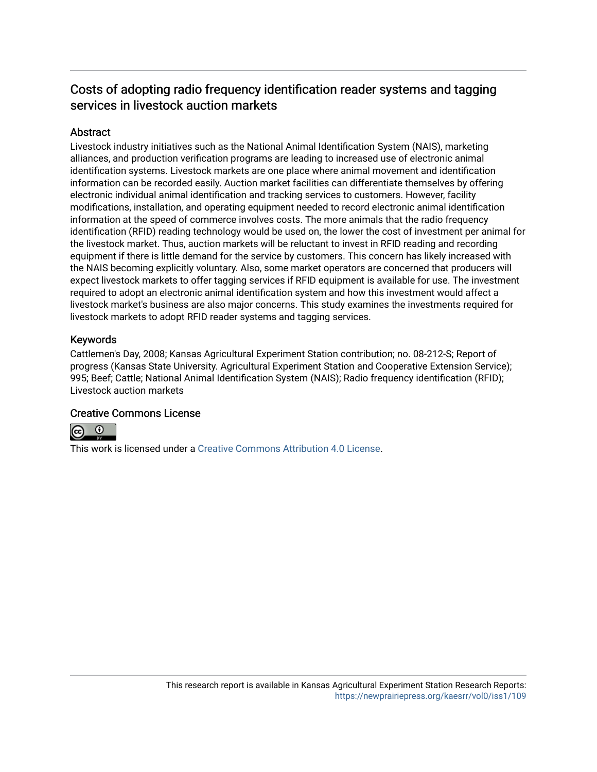# Costs of adopting radio frequency identification reader systems and tagging services in livestock auction markets

## Abstract

Livestock industry initiatives such as the National Animal Identification System (NAIS), marketing alliances, and production verification programs are leading to increased use of electronic animal identification systems. Livestock markets are one place where animal movement and identification information can be recorded easily. Auction market facilities can differentiate themselves by offering electronic individual animal identification and tracking services to customers. However, facility modifications, installation, and operating equipment needed to record electronic animal identification information at the speed of commerce involves costs. The more animals that the radio frequency identification (RFID) reading technology would be used on, the lower the cost of investment per animal for the livestock market. Thus, auction markets will be reluctant to invest in RFID reading and recording equipment if there is little demand for the service by customers. This concern has likely increased with the NAIS becoming explicitly voluntary. Also, some market operators are concerned that producers will expect livestock markets to offer tagging services if RFID equipment is available for use. The investment required to adopt an electronic animal identification system and how this investment would affect a livestock market's business are also major concerns. This study examines the investments required for livestock markets to adopt RFID reader systems and tagging services.

## Keywords

Cattlemen's Day, 2008; Kansas Agricultural Experiment Station contribution; no. 08-212-S; Report of progress (Kansas State University. Agricultural Experiment Station and Cooperative Extension Service); 995; Beef; Cattle; National Animal Identification System (NAIS); Radio frequency identification (RFID); Livestock auction markets

## Creative Commons License

This work is licensed under a Creative Commons Attribution 4.0 License.

This research report is available in Kansas Agricultural Experiment Station Research Reports: https://newprairiepress.org/kaesrr/vol0/iss1/109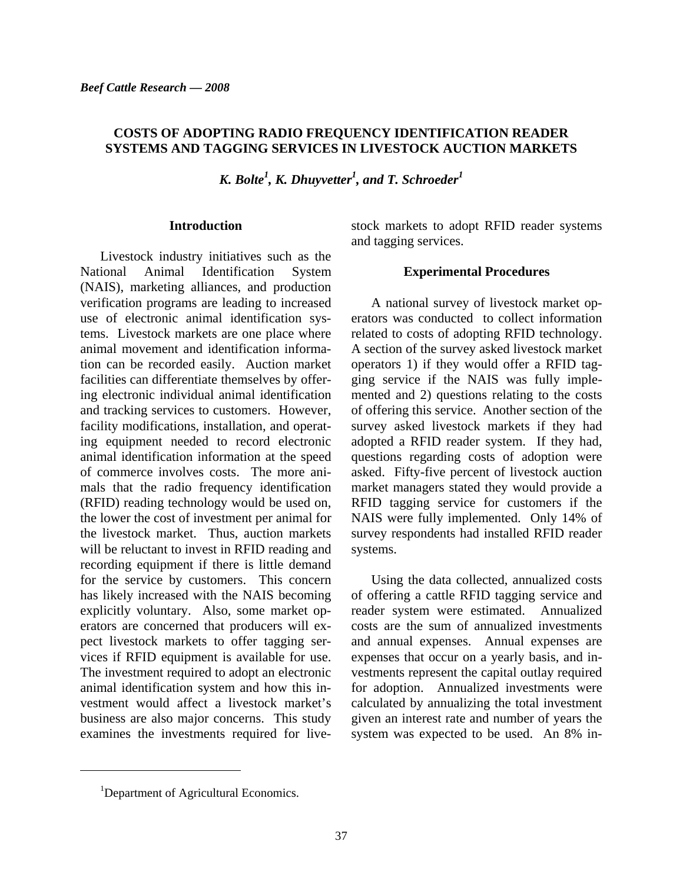*Beef Cattle Research — 2008*

## COSTS OF ADOPTING RADIO FREQUENCY IDENTIFICATION READER SYSTEMS AND TAGGING SERVICES IN LIVESTOCK AUCTION MARKETS

***K. Bolte[1], K. Dhuyvetter[1], and T. Schroeder[1]***

### Introduction

Livestock industry initiatives such as the National Animal Identification System (NAIS), marketing alliances, and production verification programs are leading to increased use of electronic animal identification systems. Livestock markets are one place where animal movement and identification information can be recorded easily. Auction market facilities can differentiate themselves by offering electronic individual animal identification and tracking services to customers. However, facility modifications, installation, and operating equipment needed to record electronic animal identification information at the speed of commerce involves costs. The more animals that the radio frequency identification (RFID) reading technology would be used on, the lower the cost of investment per animal for the livestock market. Thus, auction markets will be reluctant to invest in RFID reading and recording equipment if there is little demand for the service by customers. This concern has likely increased with the NAIS becoming explicitly voluntary. Also, some market operators are concerned that producers will expect livestock markets to offer tagging services if RFID equipment is available for use. The investment required to adopt an electronic animal identification system and how this investment would affect a livestock market's business are also major concerns. This study examines the investments required for livestock markets to adopt RFID reader systems and tagging services.

### Experimental Procedures

A national survey of livestock market operators was conducted to collect information related to costs of adopting RFID technology. A section of the survey asked livestock market operators 1) if they would offer a RFID tagging service if the NAIS was fully implemented and 2) questions relating to the costs of offering this service. Another section of the survey asked livestock markets if they had adopted a RFID reader system. If they had, questions regarding costs of adoption were asked. Fifty-five percent of livestock auction market managers stated they would provide a RFID tagging service for customers if the NAIS were fully implemented. Only 14% of survey respondents had installed RFID reader systems.

Using the data collected, annualized costs of offering a cattle RFID tagging service and reader system were estimated. Annualized costs are the sum of annualized investments and annual expenses. Annual expenses are expenses that occur on a yearly basis, and investments represent the capital outlay required for adoption. Annualized investments were calculated by annualizing the total investment given an interest rate and number of years the system was expected to be used. An 8% in-

[1]Department of Agricultural Economics.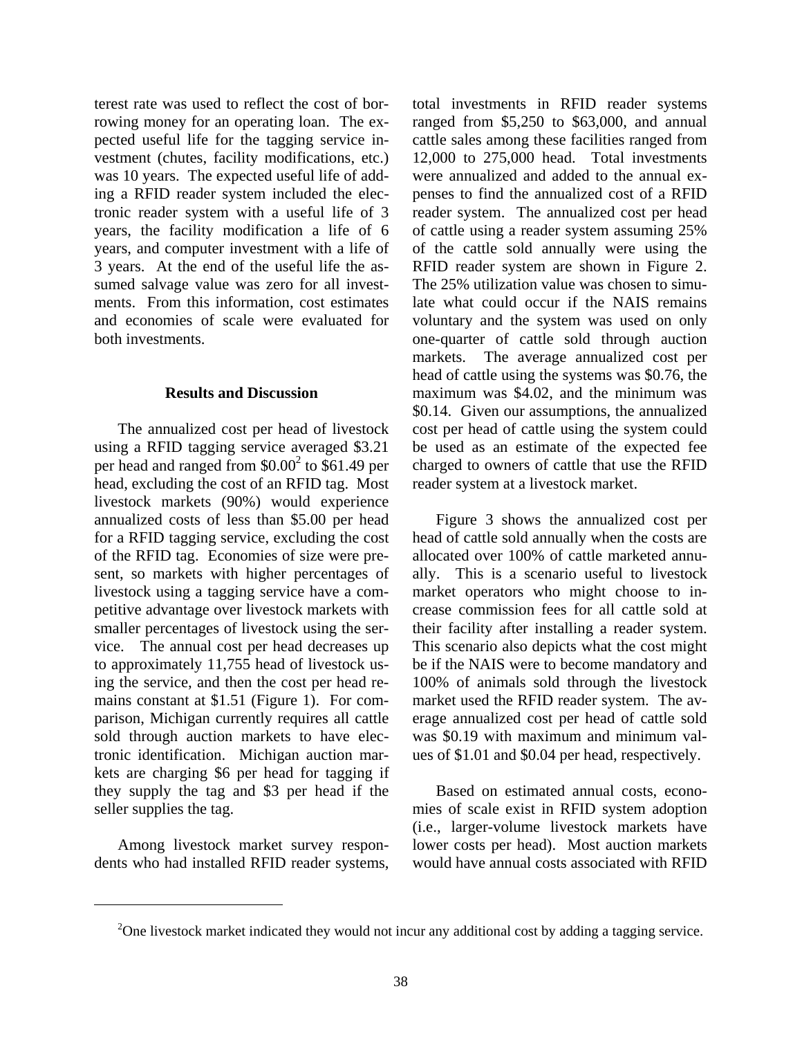terest rate was used to reflect the cost of borrowing money for an operating loan. The expected useful life for the tagging service investment (chutes, facility modifications, etc.) was 10 years. The expected useful life of adding a RFID reader system included the electronic reader system with a useful life of 3 years, the facility modification a life of 6 years, and computer investment with a life of 3 years. At the end of the useful life the assumed salvage value was zero for all investments. From this information, cost estimates and economies of scale were evaluated for both investments.

## Results and Discussion

The annualized cost per head of livestock using a RFID tagging service averaged $3.21 per head and ranged from $0.00[2] to $61.49 per head, excluding the cost of an RFID tag. Most livestock markets (90%) would experience annualized costs of less than $5.00 per head for a RFID tagging service, excluding the cost of the RFID tag. Economies of size were present, so markets with higher percentages of livestock using a tagging service have a competitive advantage over livestock markets with smaller percentages of livestock using the service. The annual cost per head decreases up to approximately 11,755 head of livestock using the service, and then the cost per head remains constant at $1.51 (Figure 1). For comparison, Michigan currently requires all cattle sold through auction markets to have electronic identification. Michigan auction markets are charging $6 per head for tagging if they supply the tag and $3 per head if the seller supplies the tag.

Among livestock market survey respondents who had installed RFID reader systems, total investments in RFID reader systems ranged from $5,250 to $63,000, and annual cattle sales among these facilities ranged from 12,000 to 275,000 head. Total investments were annualized and added to the annual expenses to find the annualized cost of a RFID reader system. The annualized cost per head of cattle using a reader system assuming 25% of the cattle sold annually were using the RFID reader system are shown in Figure 2. The 25% utilization value was chosen to simulate what could occur if the NAIS remains voluntary and the system was used on only one-quarter of cattle sold through auction markets. The average annualized cost per head of cattle using the systems was $0.76, the maximum was $4.02, and the minimum was $0.14. Given our assumptions, the annualized cost per head of cattle using the system could be used as an estimate of the expected fee charged to owners of cattle that use the RFID reader system at a livestock market.

Figure 3 shows the annualized cost per head of cattle sold annually when the costs are allocated over 100% of cattle marketed annually. This is a scenario useful to livestock market operators who might choose to increase commission fees for all cattle sold at their facility after installing a reader system. This scenario also depicts what the cost might be if the NAIS were to become mandatory and 100% of animals sold through the livestock market used the RFID reader system. The average annualized cost per head of cattle sold was $0.19 with maximum and minimum values of $1.01 and $0.04 per head, respectively.

Based on estimated annual costs, economies of scale exist in RFID system adoption (i.e., larger-volume livestock markets have lower costs per head). Most auction markets would have annual costs associated with RFID

[2] One livestock market indicated they would not incur any additional cost by adding a tagging service.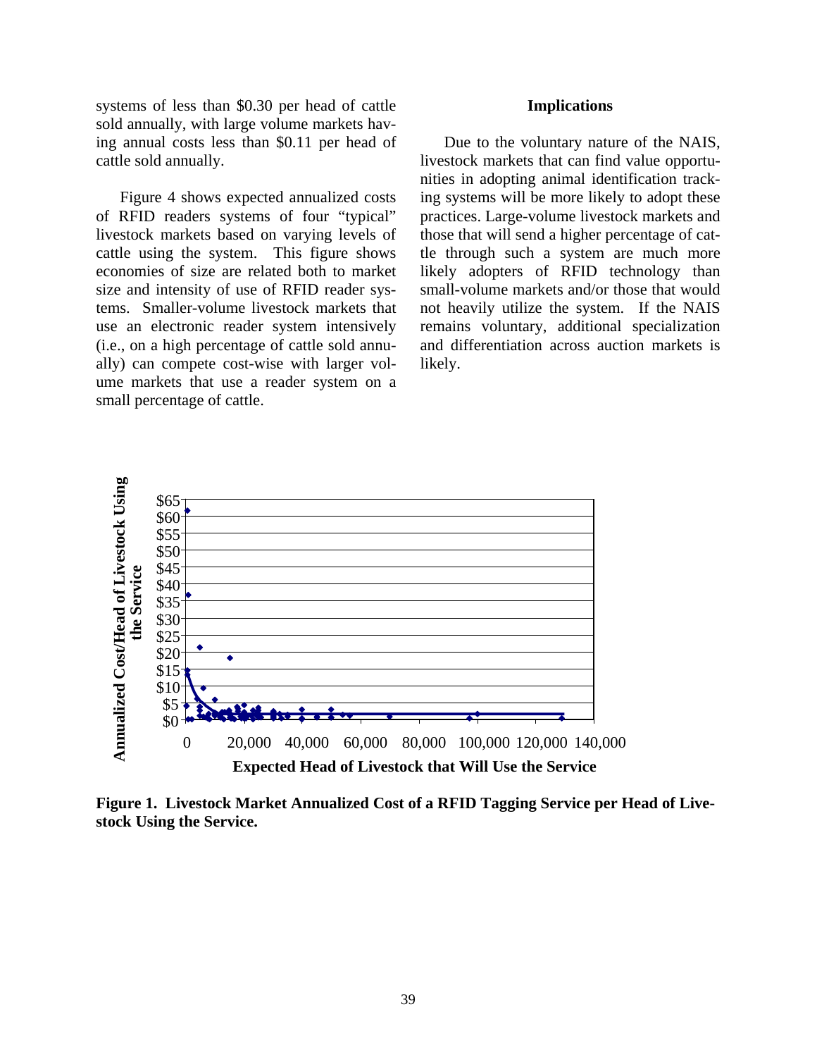systems of less than $0.30 per head of cattle sold annually, with large volume markets having annual costs less than $0.11 per head of cattle sold annually.

Figure 4 shows expected annualized costs of RFID readers systems of four "typical" livestock markets based on varying levels of cattle using the system. This figure shows economies of size are related both to market size and intensity of use of RFID reader systems. Smaller-volume livestock markets that use an electronic reader system intensively (i.e., on a high percentage of cattle sold annually) can compete cost-wise with larger volume markets that use a reader system on a small percentage of cattle.

## Implications

Due to the voluntary nature of the NAIS, livestock markets that can find value opportunities in adopting animal identification tracking systems will be more likely to adopt these practices. Large-volume livestock markets and those that will send a higher percentage of cattle through such a system are much more likely adopters of RFID technology than small-volume markets and/or those that would not heavily utilize the system. If the NAIS remains voluntary, additional specialization and differentiation across auction markets is likely.

**Figure 1. Livestock Market Annualized Cost of a RFID Tagging Service per Head of Livestock Using the Service.**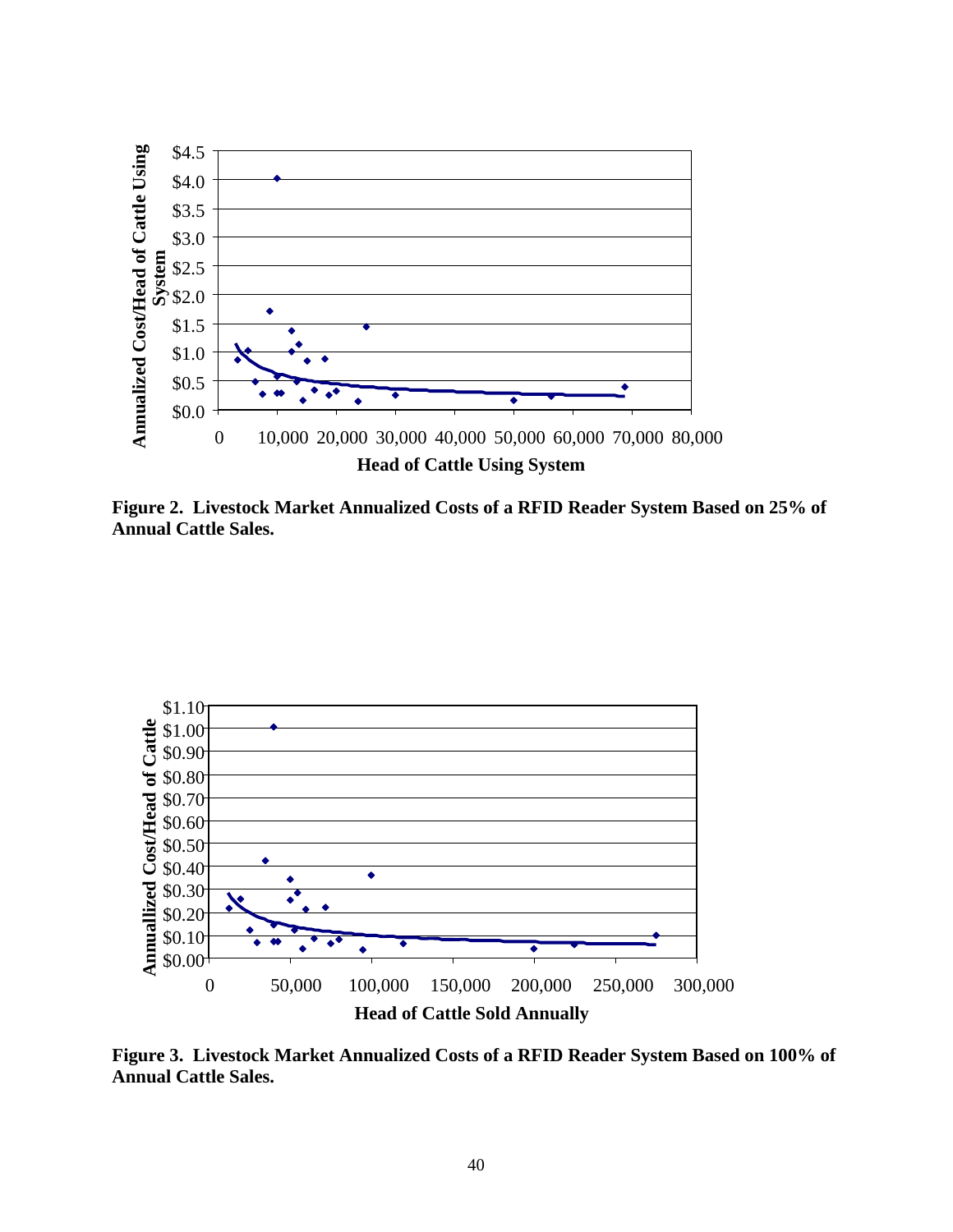**Figure 2. Livestock Market Annualized Costs of a RFID Reader System Based on 25% of Annual Cattle Sales.**

**Figure 3. Livestock Market Annualized Costs of a RFID Reader System Based on 100% of Annual Cattle Sales.**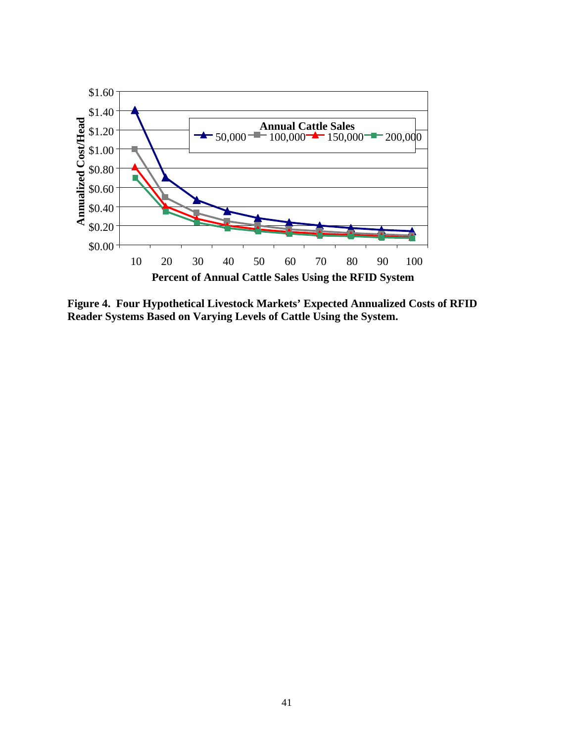$1.60
$1.40
$1.20
$1.00
$0.80
$0.60
$0.40
$0.20
$0.00

Annualized Cost/Head

Annual Cattle Sales

50,000 100,000 150,000 200,000

10 20 30 40 50 60 70 80 90 100

Percent of Annual Cattle Sales Using the RFID System

**Figure 4. Four Hypothetical Livestock Markets' Expected Annualized Costs of RFID Reader Systems Based on Varying Levels of Cattle Using the System.**